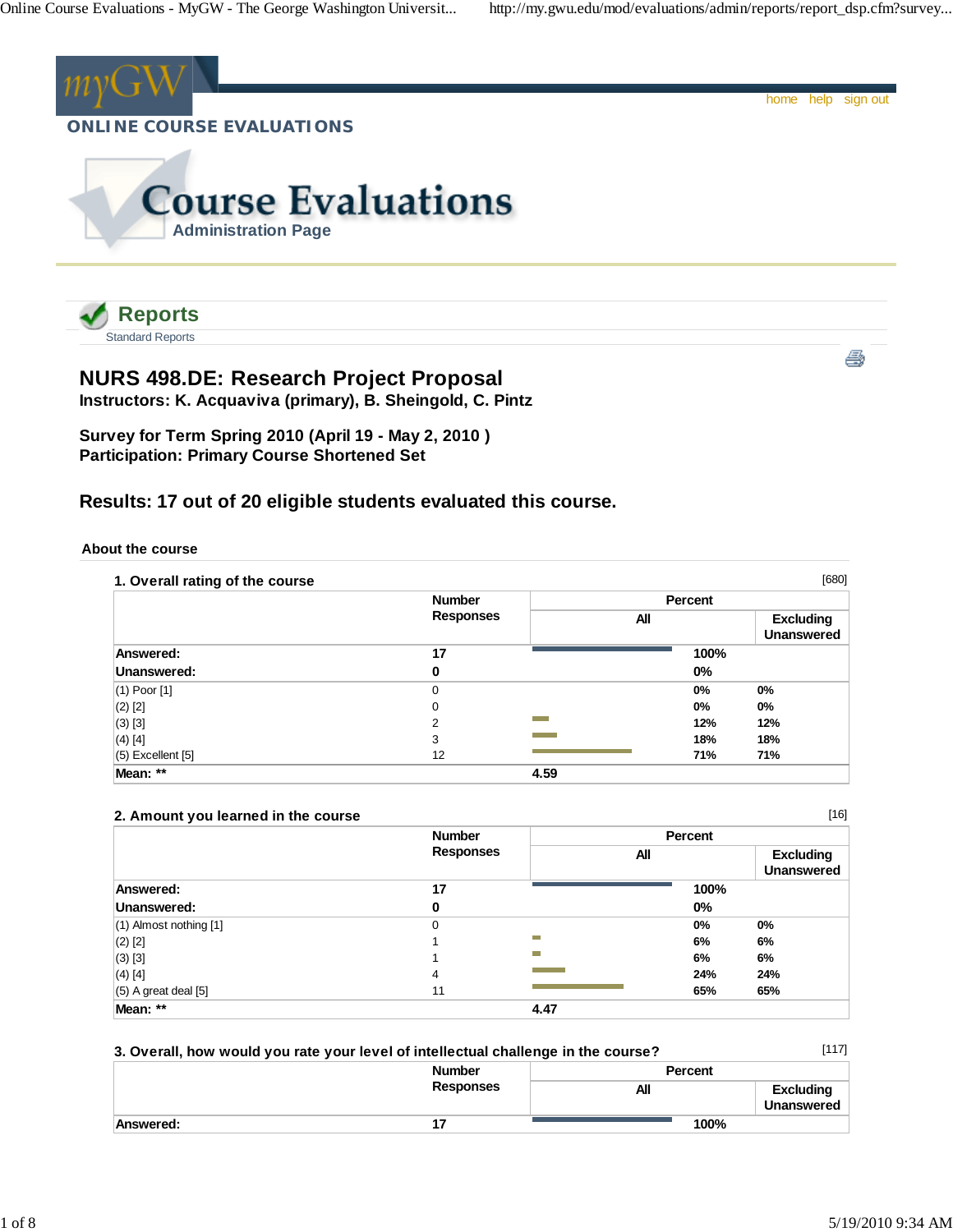myGW

**ONLINE COURSE EVALUATIONS**

home help sign out

# Course Evaluations

Administration Page

## Reports

Standard Reports

# NURS 498.DE: Research Project Proposal

**Instructors: K. Acquaviva (primary), B. Sheingold, C. Pintz**

**Survey for Term Spring 2010 (April 19 - May 2, 2010 )**
**Participation: Primary Course Shortened Set**

## Results: 17 out of 20 eligible students evaluated this course.

### About the course

**1. Overall rating of the course** [680]

| | Number Responses | Percent All | Percent Excluding Unanswered |
|---|---|---|---|
| **Answered:** | **17** | **100%** | |
| **Unanswered:** | **0** | **0%** | |
| (1) Poor [1] | 0 | 0% | 0% |
| (2) [2] | 0 | 0% | 0% |
| (3) [3] | 2 | 12% | 12% |
| (4) [4] | 3 | 18% | 18% |
| (5) Excellent [5] | 12 | 71% | 71% |
| **Mean: \*\*** | | **4.59** | |

**2. Amount you learned in the course** [16]

| | Number Responses | Percent All | Percent Excluding Unanswered |
|---|---|---|---|
| **Answered:** | **17** | **100%** | |
| **Unanswered:** | **0** | **0%** | |
| (1) Almost nothing [1] | 0 | 0% | 0% |
| (2) [2] | 1 | 6% | 6% |
| (3) [3] | 1 | 6% | 6% |
| (4) [4] | 4 | 24% | 24% |
| (5) A great deal [5] | 11 | 65% | 65% |
| **Mean: \*\*** | | **4.47** | |

**3. Overall, how would you rate your level of intellectual challenge in the course?** [117]

| | Number Responses | Percent All | Percent Excluding Unanswered |
|---|---|---|---|
| **Answered:** | **17** | **100%** | |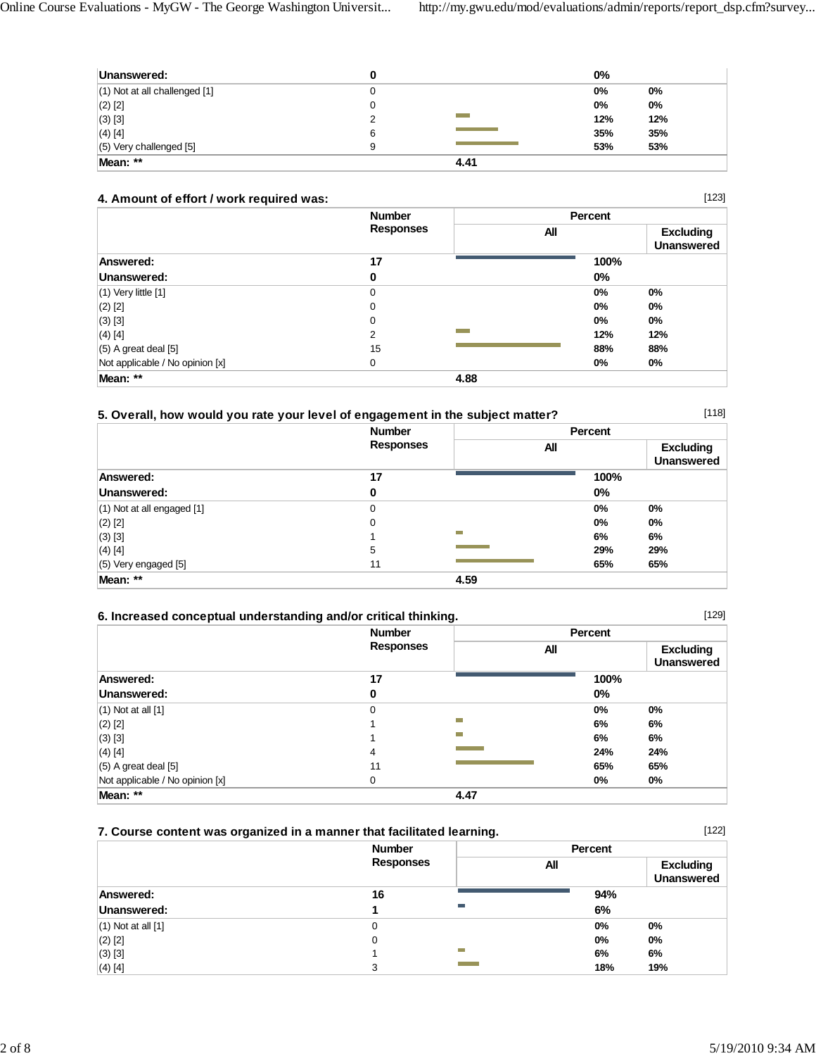| | Number Responses | Percent All | Excluding Unanswered |
|---|---|---|---|
| **Unanswered:** | **0** | **0%** | |
| (1) Not at all challenged [1] | 0 | 0% | 0% |
| (2) [2] | 0 | 0% | 0% |
| (3) [3] | 2 | 12% | 12% |
| (4) [4] | 6 | 35% | 35% |
| (5) Very challenged [5] | 9 | 53% | 53% |
| **Mean: \*\*** | | **4.41** | |

### 4. Amount of effort / work required was:

[123]

| | Number Responses | Percent All | Excluding Unanswered |
|---|---|---|---|
| **Answered:** | **17** | **100%** | |
| **Unanswered:** | **0** | **0%** | |
| (1) Very little [1] | 0 | 0% | 0% |
| (2) [2] | 0 | 0% | 0% |
| (3) [3] | 0 | 0% | 0% |
| (4) [4] | 2 | 12% | 12% |
| (5) A great deal [5] | 15 | 88% | 88% |
| Not applicable / No opinion [x] | 0 | 0% | 0% |
| **Mean: \*\*** | | **4.88** | |

### 5. Overall, how would you rate your level of engagement in the subject matter?

[118]

| | Number Responses | Percent All | Excluding Unanswered |
|---|---|---|---|
| **Answered:** | **17** | **100%** | |
| **Unanswered:** | **0** | **0%** | |
| (1) Not at all engaged [1] | 0 | 0% | 0% |
| (2) [2] | 0 | 0% | 0% |
| (3) [3] | 1 | 6% | 6% |
| (4) [4] | 5 | 29% | 29% |
| (5) Very engaged [5] | 11 | 65% | 65% |
| **Mean: \*\*** | | **4.59** | |

### 6. Increased conceptual understanding and/or critical thinking.

[129]

| | Number Responses | Percent All | Excluding Unanswered |
|---|---|---|---|
| **Answered:** | **17** | **100%** | |
| **Unanswered:** | **0** | **0%** | |
| (1) Not at all [1] | 0 | 0% | 0% |
| (2) [2] | 1 | 6% | 6% |
| (3) [3] | 1 | 6% | 6% |
| (4) [4] | 4 | 24% | 24% |
| (5) A great deal [5] | 11 | 65% | 65% |
| Not applicable / No opinion [x] | 0 | 0% | 0% |
| **Mean: \*\*** | | **4.47** | |

### 7. Course content was organized in a manner that facilitated learning.

[122]

| | Number Responses | Percent All | Excluding Unanswered |
|---|---|---|---|
| **Answered:** | **16** | **94%** | |
| **Unanswered:** | **1** | **6%** | |
| (1) Not at all [1] | 0 | 0% | 0% |
| (2) [2] | 0 | 0% | 0% |
| (3) [3] | 1 | 6% | 6% |
| (4) [4] | 3 | 18% | 19% |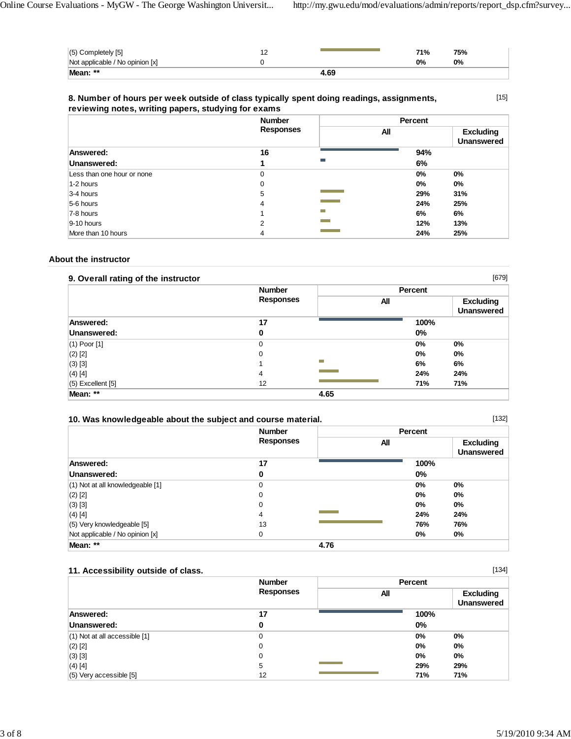| | Number Responses | Percent All | Percent Excluding Unanswered |
|---|---|---|---|
| (5) Completely [5] | 12 | 71% | 75% |
| Not applicable / No opinion [x] | 0 | 0% | 0% |
| **Mean: \*\*** | | **4.69** | |

### 8. Number of hours per week outside of class typically spent doing readings, assignments, reviewing notes, writing papers, studying for exams

[15]

| | Number Responses | Percent | |
|---|---|---|---|
| | | All | Excluding Unanswered |
| **Answered:** | **16** | **94%** | |
| **Unanswered:** | **1** | **6%** | |
| Less than one hour or none | 0 | 0% | 0% |
| 1-2 hours | 0 | 0% | 0% |
| 3-4 hours | 5 | 29% | 31% |
| 5-6 hours | 4 | 24% | 25% |
| 7-8 hours | 1 | 6% | 6% |
| 9-10 hours | 2 | 12% | 13% |
| More than 10 hours | 4 | 24% | 25% |

## About the instructor

### 9. Overall rating of the instructor

[679]

| | Number Responses | Percent | |
|---|---|---|---|
| | | All | Excluding Unanswered |
| **Answered:** | **17** | **100%** | |
| **Unanswered:** | **0** | **0%** | |
| (1) Poor [1] | 0 | 0% | 0% |
| (2) [2] | 0 | 0% | 0% |
| (3) [3] | 1 | 6% | 6% |
| (4) [4] | 4 | 24% | 24% |
| (5) Excellent [5] | 12 | 71% | 71% |
| **Mean: \*\*** | | **4.65** | |

### 10. Was knowledgeable about the subject and course material.

[132]

| | Number Responses | Percent | |
|---|---|---|---|
| | | All | Excluding Unanswered |
| **Answered:** | **17** | **100%** | |
| **Unanswered:** | **0** | **0%** | |
| (1) Not at all knowledgeable [1] | 0 | 0% | 0% |
| (2) [2] | 0 | 0% | 0% |
| (3) [3] | 0 | 0% | 0% |
| (4) [4] | 4 | 24% | 24% |
| (5) Very knowledgeable [5] | 13 | 76% | 76% |
| Not applicable / No opinion [x] | 0 | 0% | 0% |
| **Mean: \*\*** | | **4.76** | |

### 11. Accessibility outside of class.

[134]

| | Number Responses | Percent | |
|---|---|---|---|
| | | All | Excluding Unanswered |
| **Answered:** | **17** | **100%** | |
| **Unanswered:** | **0** | **0%** | |
| (1) Not at all accessible [1] | 0 | 0% | 0% |
| (2) [2] | 0 | 0% | 0% |
| (3) [3] | 0 | 0% | 0% |
| (4) [4] | 5 | 29% | 29% |
| (5) Very accessible [5] | 12 | 71% | 71% |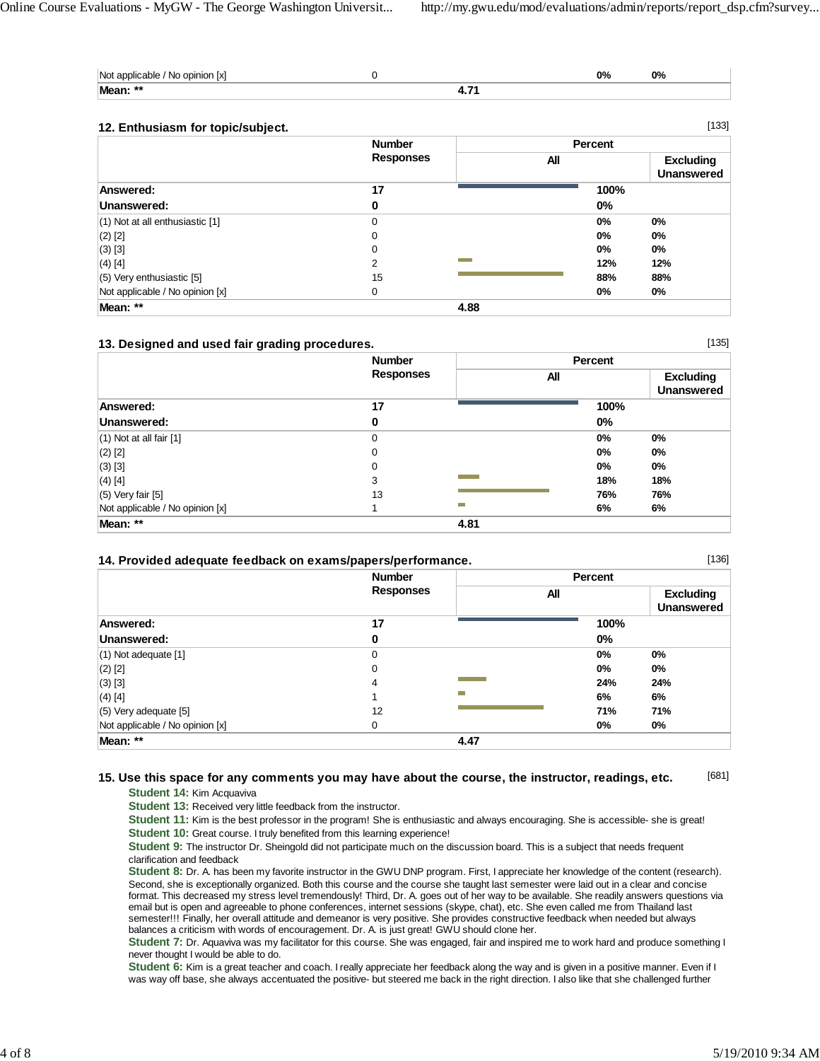| | | | | |
|---|---|---|---|---|
| Not applicable / No opinion [x] | 0 | | 0% | 0% |
| **Mean: **** | | **4.71** | | |

### 12. Enthusiasm for topic/subject.

[133]

| | Number Responses | Percent | | |
|---|---|---|---|---|
| | | All | | Excluding Unanswered |
| **Answered:** | **17** | | **100%** | |
| **Unanswered:** | **0** | | **0%** | |
| (1) Not at all enthusiastic [1] | 0 | | 0% | 0% |
| (2) [2] | 0 | | 0% | 0% |
| (3) [3] | 0 | | 0% | 0% |
| (4) [4] | 2 | | 12% | 12% |
| (5) Very enthusiastic [5] | 15 | | 88% | 88% |
| Not applicable / No opinion [x] | 0 | | 0% | 0% |
| **Mean: **** | | **4.88** | | |

### 13. Designed and used fair grading procedures.

[135]

| | Number Responses | Percent | | |
|---|---|---|---|---|
| | | All | | Excluding Unanswered |
| **Answered:** | **17** | | **100%** | |
| **Unanswered:** | **0** | | **0%** | |
| (1) Not at all fair [1] | 0 | | 0% | 0% |
| (2) [2] | 0 | | 0% | 0% |
| (3) [3] | 0 | | 0% | 0% |
| (4) [4] | 3 | | 18% | 18% |
| (5) Very fair [5] | 13 | | 76% | 76% |
| Not applicable / No opinion [x] | 1 | | 6% | 6% |
| **Mean: **** | | **4.81** | | |

### 14. Provided adequate feedback on exams/papers/performance.

[136]

| | Number Responses | Percent | | |
|---|---|---|---|---|
| | | All | | Excluding Unanswered |
| **Answered:** | **17** | | **100%** | |
| **Unanswered:** | **0** | | **0%** | |
| (1) Not adequate [1] | 0 | | 0% | 0% |
| (2) [2] | 0 | | 0% | 0% |
| (3) [3] | 4 | | 24% | 24% |
| (4) [4] | 1 | | 6% | 6% |
| (5) Very adequate [5] | 12 | | 71% | 71% |
| Not applicable / No opinion [x] | 0 | | 0% | 0% |
| **Mean: **** | | **4.47** | | |

### 15. Use this space for any comments you may have about the course, the instructor, readings, etc.

[681]

**Student 14:** Kim Acquaviva

**Student 13:** Received very little feedback from the instructor.

**Student 11:** Kim is the best professor in the program! She is enthusiastic and always encouraging. She is accessible- she is great!

**Student 10:** Great course. I truly benefited from this learning experience!

**Student 9:** The instructor Dr. Sheingold did not participate much on the discussion board. This is a subject that needs frequent clarification and feedback

**Student 8:** Dr. A. has been my favorite instructor in the GWU DNP program. First, I appreciate her knowledge of the content (research). Second, she is exceptionally organized. Both this course and the course she taught last semester were laid out in a clear and concise format. This decreased my stress level tremendously! Third, Dr. A. goes out of her way to be available. She readily answers questions via email but is open and agreeable to phone conferences, internet sessions (skype, chat), etc. She even called me from Thailand last semester!!! Finally, her overall attitude and demeanor is very positive. She provides constructive feedback when needed but always balances a criticism with words of encouragement. Dr. A. is just great! GWU should clone her.

**Student 7:** Dr. Aquaviva was my facilitator for this course. She was engaged, fair and inspired me to work hard and produce something I never thought I would be able to do.

**Student 6:** Kim is a great teacher and coach. I really appreciate her feedback along the way and is given in a positive manner. Even if I was way off base, she always accentuated the positive- but steered me back in the right direction. I also like that she challenged further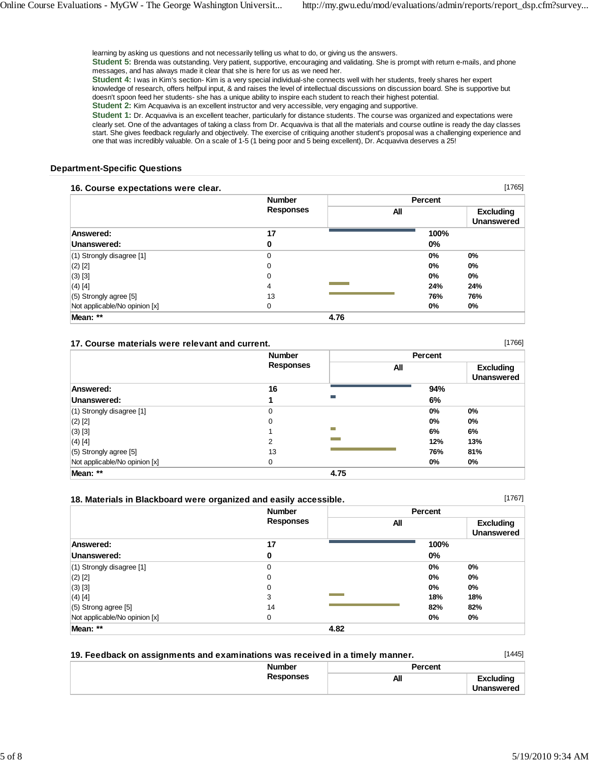learning by asking us questions and not necessarily telling us what to do, or giving us the answers.

**Student 5:** Brenda was outstanding. Very patient, supportive, encouraging and validating. She is prompt with return e-mails, and phone messages, and has always made it clear that she is here for us as we need her.

**Student 4:** I was in Kim's section- Kim is a very special individual-she connects well with her students, freely shares her expert knowledge of research, offers helpful input, & and raises the level of intellectual discussions on discussion board. She is supportive but doesn't spoon feed her students- she has a unique ability to inspire each student to reach their highest potential.

**Student 2:** Kim Acquaviva is an excellent instructor and very accessible, very engaging and supportive.

**Student 1:** Dr. Acquaviva is an excellent teacher, particularly for distance students. The course was organized and expectations were clearly set. One of the advantages of taking a class from Dr. Acquaviva is that all the materials and course outline is ready the day classes start. She gives feedback regularly and objectively. The exercise of critiquing another student's proposal was a challenging experience and one that was incredibly valuable. On a scale of 1-5 (1 being poor and 5 being excellent), Dr. Acquaviva deserves a 25!

## Department-Specific Questions

### 16. Course expectations were clear.

[1765]

| | Number Responses | Percent | |
|---|---|---|---|
| | | All | Excluding Unanswered |
| **Answered:** | **17** | **100%** | |
| **Unanswered:** | **0** | **0%** | |
| (1) Strongly disagree [1] | 0 | 0% | 0% |
| (2) [2] | 0 | 0% | 0% |
| (3) [3] | 0 | 0% | 0% |
| (4) [4] | 4 | 24% | 24% |
| (5) Strongly agree [5] | 13 | 76% | 76% |
| Not applicable/No opinion [x] | 0 | 0% | 0% |
| **Mean: \*\*** | | **4.76** | |

### 17. Course materials were relevant and current.

[1766]

| | Number Responses | Percent | |
|---|---|---|---|
| | | All | Excluding Unanswered |
| **Answered:** | **16** | **94%** | |
| **Unanswered:** | **1** | **6%** | |
| (1) Strongly disagree [1] | 0 | 0% | 0% |
| (2) [2] | 0 | 0% | 0% |
| (3) [3] | 1 | 6% | 6% |
| (4) [4] | 2 | 12% | 13% |
| (5) Strongly agree [5] | 13 | 76% | 81% |
| Not applicable/No opinion [x] | 0 | 0% | 0% |
| **Mean: \*\*** | | **4.75** | |

### 18. Materials in Blackboard were organized and easily accessible.

[1767]

| | Number Responses | Percent | |
|---|---|---|---|
| | | All | Excluding Unanswered |
| **Answered:** | **17** | **100%** | |
| **Unanswered:** | **0** | **0%** | |
| (1) Strongly disagree [1] | 0 | 0% | 0% |
| (2) [2] | 0 | 0% | 0% |
| (3) [3] | 0 | 0% | 0% |
| (4) [4] | 3 | 18% | 18% |
| (5) Strong agree [5] | 14 | 82% | 82% |
| Not applicable/No opinion [x] | 0 | 0% | 0% |
| **Mean: \*\*** | | **4.82** | |

### 19. Feedback on assignments and examinations was received in a timely manner.

[1445]

| | Number Responses | Percent | |
|---|---|---|---|
| | | All | Excluding Unanswered |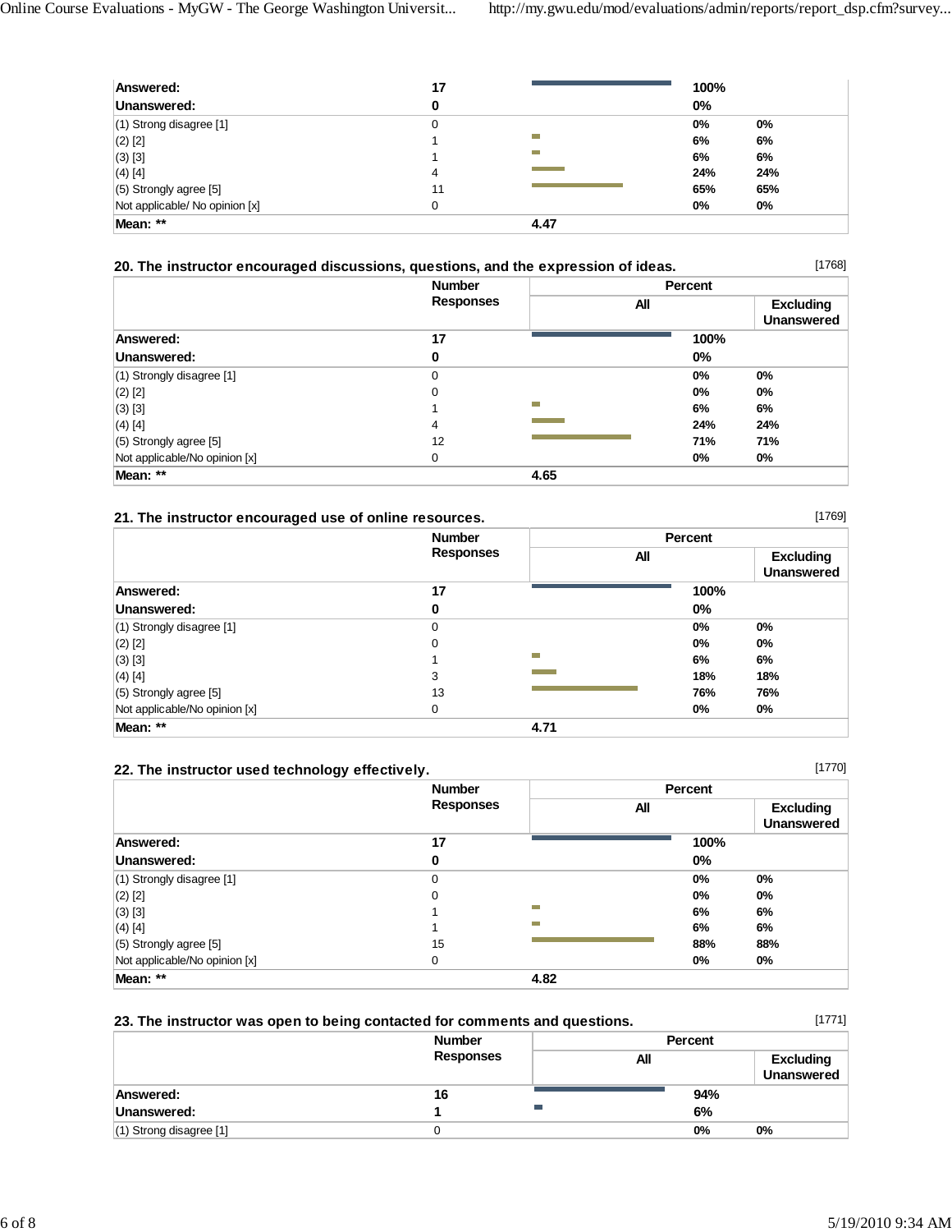| | Number Responses | Percent All | | Excluding Unanswered |
|---|---|---|---|---|
| Answered: | 17 | | 100% | |
| Unanswered: | 0 | | 0% | |
| (1) Strong disagree [1] | 0 | | 0% | 0% |
| (2) [2] | 1 | | 6% | 6% |
| (3) [3] | 1 | | 6% | 6% |
| (4) [4] | 4 | | 24% | 24% |
| (5) Strongly agree [5] | 11 | | 65% | 65% |
| Not applicable/ No opinion [x] | 0 | | 0% | 0% |
| Mean: ** | | 4.47 | | |

### 20. The instructor encouraged discussions, questions, and the expression of ideas.

[1768]

| | Number Responses | Percent | | |
|---|---|---|---|---|
| | | All | | Excluding Unanswered |
| Answered: | 17 | | 100% | |
| Unanswered: | 0 | | 0% | |
| (1) Strongly disagree [1] | 0 | | 0% | 0% |
| (2) [2] | 0 | | 0% | 0% |
| (3) [3] | 1 | | 6% | 6% |
| (4) [4] | 4 | | 24% | 24% |
| (5) Strongly agree [5] | 12 | | 71% | 71% |
| Not applicable/No opinion [x] | 0 | | 0% | 0% |
| Mean: ** | | 4.65 | | |

### 21. The instructor encouraged use of online resources.

[1769]

| | Number Responses | Percent | | |
|---|---|---|---|---|
| | | All | | Excluding Unanswered |
| Answered: | 17 | | 100% | |
| Unanswered: | 0 | | 0% | |
| (1) Strongly disagree [1] | 0 | | 0% | 0% |
| (2) [2] | 0 | | 0% | 0% |
| (3) [3] | 1 | | 6% | 6% |
| (4) [4] | 3 | | 18% | 18% |
| (5) Strongly agree [5] | 13 | | 76% | 76% |
| Not applicable/No opinion [x] | 0 | | 0% | 0% |
| Mean: ** | | 4.71 | | |

### 22. The instructor used technology effectively.

[1770]

| | Number Responses | Percent | | |
|---|---|---|---|---|
| | | All | | Excluding Unanswered |
| Answered: | 17 | | 100% | |
| Unanswered: | 0 | | 0% | |
| (1) Strongly disagree [1] | 0 | | 0% | 0% |
| (2) [2] | 0 | | 0% | 0% |
| (3) [3] | 1 | | 6% | 6% |
| (4) [4] | 1 | | 6% | 6% |
| (5) Strongly agree [5] | 15 | | 88% | 88% |
| Not applicable/No opinion [x] | 0 | | 0% | 0% |
| Mean: ** | | 4.82 | | |

### 23. The instructor was open to being contacted for comments and questions.

[1771]

| | Number Responses | Percent | | |
|---|---|---|---|---|
| | | All | | Excluding Unanswered |
| Answered: | 16 | | 94% | |
| Unanswered: | 1 | | 6% | |
| (1) Strong disagree [1] | 0 | | 0% | 0% |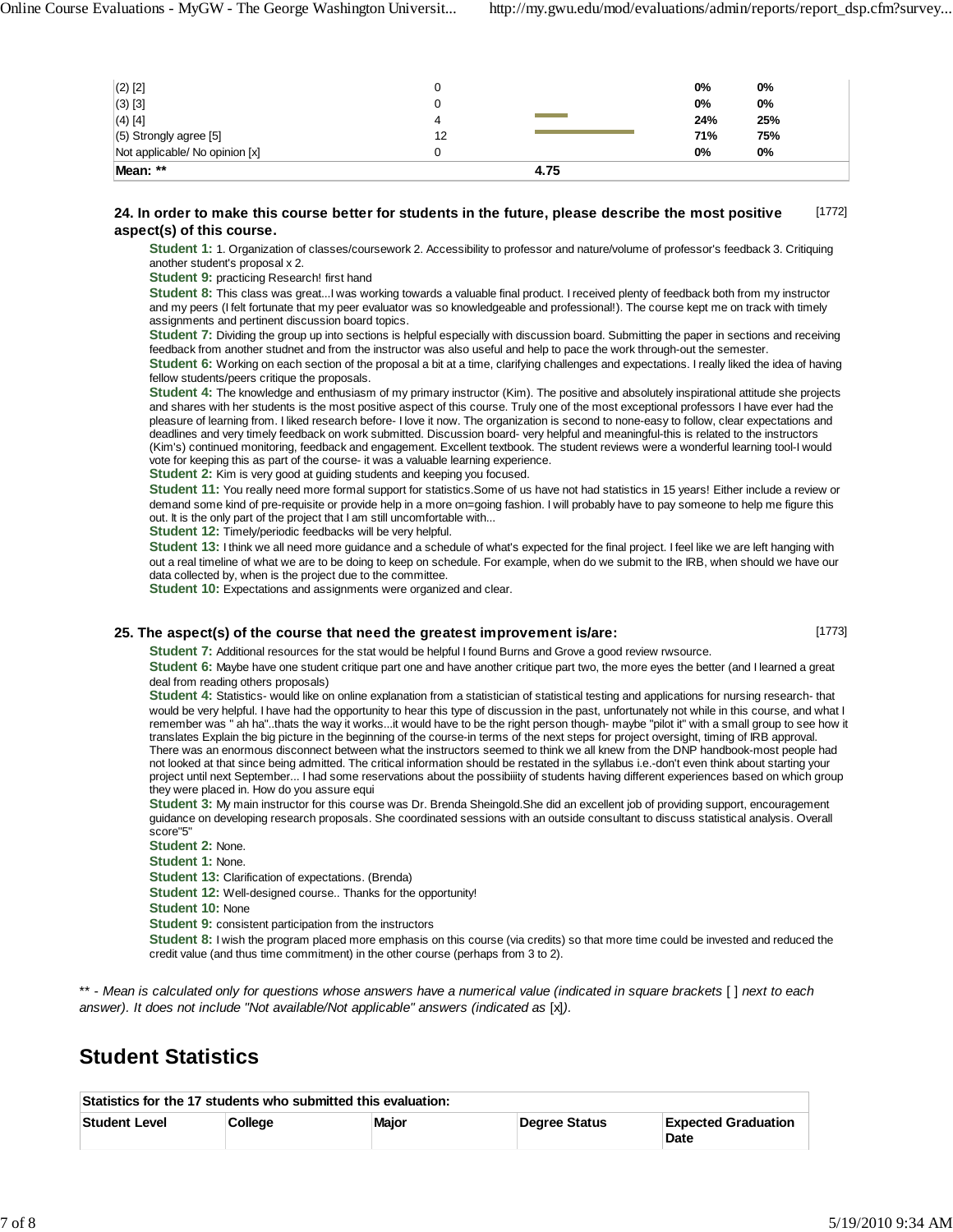| | | | | |
|---|---|---|---|---|
| (2) [2] | 0 | | 0% | 0% |
| (3) [3] | 0 | | 0% | 0% |
| (4) [4] | 4 | | 24% | 25% |
| (5) Strongly agree [5] | 12 | | 71% | 75% |
| Not applicable/ No opinion [x] | 0 | | 0% | 0% |
| **Mean: \*\*** | | **4.75** | | |

**24. In order to make this course better for students in the future, please describe the most positive aspect(s) of this course.** [1772]

**Student 1:** 1. Organization of classes/coursework 2. Accessibility to professor and nature/volume of professor's feedback 3. Critiquing another student's proposal x 2.

**Student 9:** practicing Research! first hand

**Student 8:** This class was great...I was working towards a valuable final product. I received plenty of feedback both from my instructor and my peers (I felt fortunate that my peer evaluator was so knowledgeable and professional!). The course kept me on track with timely assignments and pertinent discussion board topics.

**Student 7:** Dividing the group up into sections is helpful especially with discussion board. Submitting the paper in sections and receiving feedback from another studnet and from the instructor was also useful and help to pace the work through-out the semester.

**Student 6:** Working on each section of the proposal a bit at a time, clarifying challenges and expectations. I really liked the idea of having fellow students/peers critique the proposals.

**Student 4:** The knowledge and enthusiasm of my primary instructor (Kim). The positive and absolutely inspirational attitude she projects and shares with her students is the most positive aspect of this course. Truly one of the most exceptional professors I have ever had the pleasure of learning from. I liked research before- I love it now. The organization is second to none-easy to follow, clear expectations and deadlines and very timely feedback on work submitted. Discussion board- very helpful and meaningful-this is related to the instructors (Kim's) continued monitoring, feedback and engagement. Excellent textbook. The student reviews were a wonderful learning tool-I would vote for keeping this as part of the course- it was a valuable learning experience.

**Student 2:** Kim is very good at guiding students and keeping you focused.

**Student 11:** You really need more formal support for statistics.Some of us have not had statistics in 15 years! Either include a review or demand some kind of pre-requisite or provide help in a more on=going fashion. I will probably have to pay someone to help me figure this out. It is the only part of the project that I am still uncomfortable with...

**Student 12:** Timely/periodic feedbacks will be very helpful.

**Student 13:** I think we all need more guidance and a schedule of what's expected for the final project. I feel like we are left hanging with out a real timeline of what we are to be doing to keep on schedule. For example, when do we submit to the IRB, when should we have our data collected by, when is the project due to the committee.

**Student 10:** Expectations and assignments were organized and clear.

**25. The aspect(s) of the course that need the greatest improvement is/are:** [1773]

**Student 7:** Additional resources for the stat would be helpful I found Burns and Grove a good review rwsource.

**Student 6:** Maybe have one student critique part one and have another critique part two, the more eyes the better (and I learned a great deal from reading others proposals)

**Student 4:** Statistics- would like on online explanation from a statistician of statistical testing and applications for nursing research- that would be very helpful. I have had the opportunity to hear this type of discussion in the past, unfortunately not while in this course, and what I remember was " ah ha"..thats the way it works...it would have to be the right person though- maybe "pilot it" with a small group to see how it translates Explain the big picture in the beginning of the course-in terms of the next steps for project oversight, timing of IRB approval. There was an enormous disconnect between what the instructors seemed to think we all knew from the DNP handbook-most people had not looked at that since being admitted. The critical information should be restated in the syllabus i.e.-don't even think about starting your project until next September... I had some reservations about the possibiity of students having different experiences based on which group they were placed in. How do you assure equi

**Student 3:** My main instructor for this course was Dr. Brenda Sheingold.She did an excellent job of providing support, encouragement guidance on developing research proposals. She coordinated sessions with an outside consultant to discuss statistical analysis. Overall score"5"

**Student 2:** None.

**Student 1:** None.

**Student 13:** Clarification of expectations. (Brenda)

**Student 12:** Well-designed course.. Thanks for the opportunity!

**Student 10:** None

**Student 9:** consistent participation from the instructors

**Student 8:** I wish the program placed more emphasis on this course (via credits) so that more time could be invested and reduced the credit value (and thus time commitment) in the other course (perhaps from 3 to 2).

\*\* - *Mean is calculated only for questions whose answers have a numerical value (indicated in square brackets* [ ] *next to each answer). It does not include "Not available/Not applicable" answers (indicated as* [x]*).*

## Student Statistics

| Statistics for the 17 students who submitted this evaluation: | | | | |
|---|---|---|---|---|
| **Student Level** | **College** | **Major** | **Degree Status** | **Expected Graduation Date** |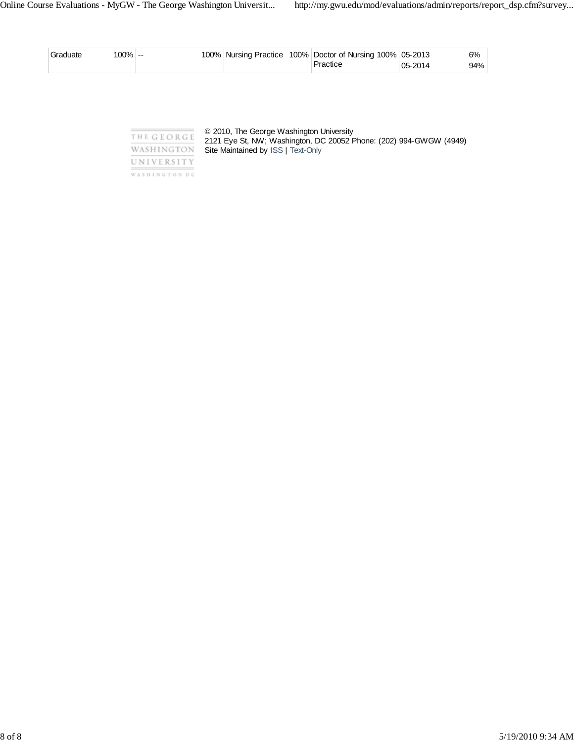| | | | | | | | | | |
|---|---|---|---|---|---|---|---|---|---|
| Graduate | 100% | -- | 100% | Nursing Practice | 100% | Doctor of Nursing Practice | 100% | 05-2013<br>05-2014 | 6%<br>94% |

© 2010, The George Washington University
2121 Eye St, NW; Washington, DC 20052 Phone: (202) 994-GWGW (4949)
Site Maintained by ISS | Text-Only